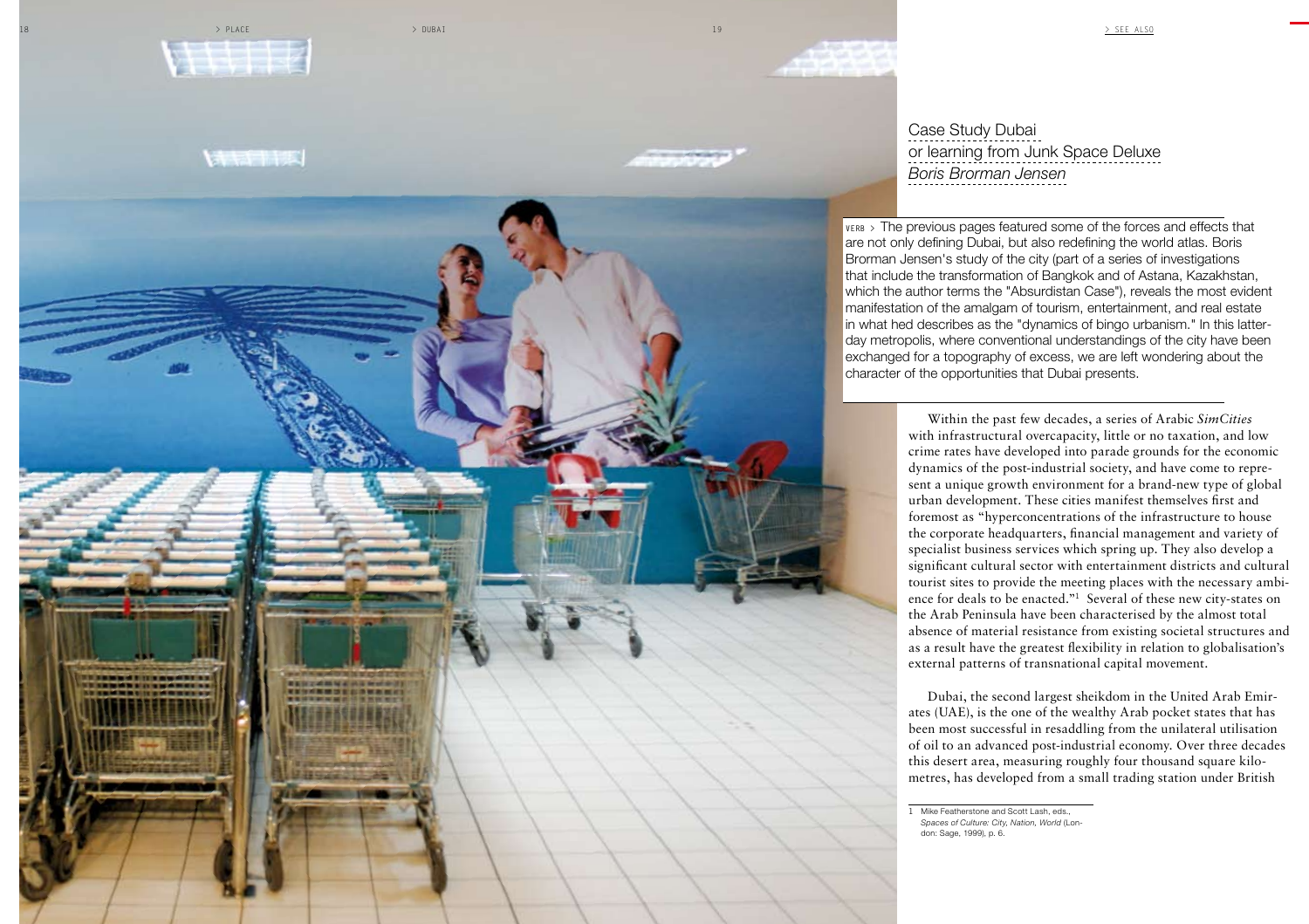# Case Study Dubai or learning from Junk Space Deluxe

*Boris Brorman Jensen*

VERB > The previous pages featured some of the forces and effects that are not only defining Dubai, but also redefining the world atlas. Boris Brorman Jensen's study of the city (part of a series of investigations that include the transformation of Bangkok and of Astana, Kazakhstan, which the author terms the "Absurdistan Case"), reveals the most evident manifestation of the amalgam of tourism, entertainment, and real estate in what hed describes as the "dynamics of bingo urbanism." In this latter-day metropolis, where conventional understandings of the city have been exchanged for a topography of excess, we are left wondering about the character of the opportunities that Dubai presents.

Within the past few decades, a series of Arabic *SimCities* with infrastructural overcapacity, little or no taxation, and low crime rates have developed into parade grounds for the economic dynamics of the post-industrial society, and have come to represent a unique growth environment for a brand-new type of global urban development. These cities manifest themselves first and foremost as "hyperconcentrations of the infrastructure to house the corporate headquarters, financial management and variety of specialist business services which spring up. They also develop a significant cultural sector with entertainment districts and cultural tourist sites to provide the meeting places with the necessary ambience for deals to be enacted."[1] Several of these new city-states on the Arab Peninsula have been characterised by the almost total absence of material resistance from existing societal structures and as a result have the greatest flexibility in relation to globalisation's external patterns of transnational capital movement.

Dubai, the second largest sheikdom in the United Arab Emirates (UAE), is the one of the wealthy Arab pocket states that has been most successful in resaddling from the unilateral utilisation of oil to an advanced post-industrial economy. Over three decades this desert area, measuring roughly four thousand square kilometres, has developed from a small trading station under British

---

1 Mike Featherstone and Scott Lash, eds., *Spaces of Culture: City, Nation, World* (London: Sage, 1999), p. 6.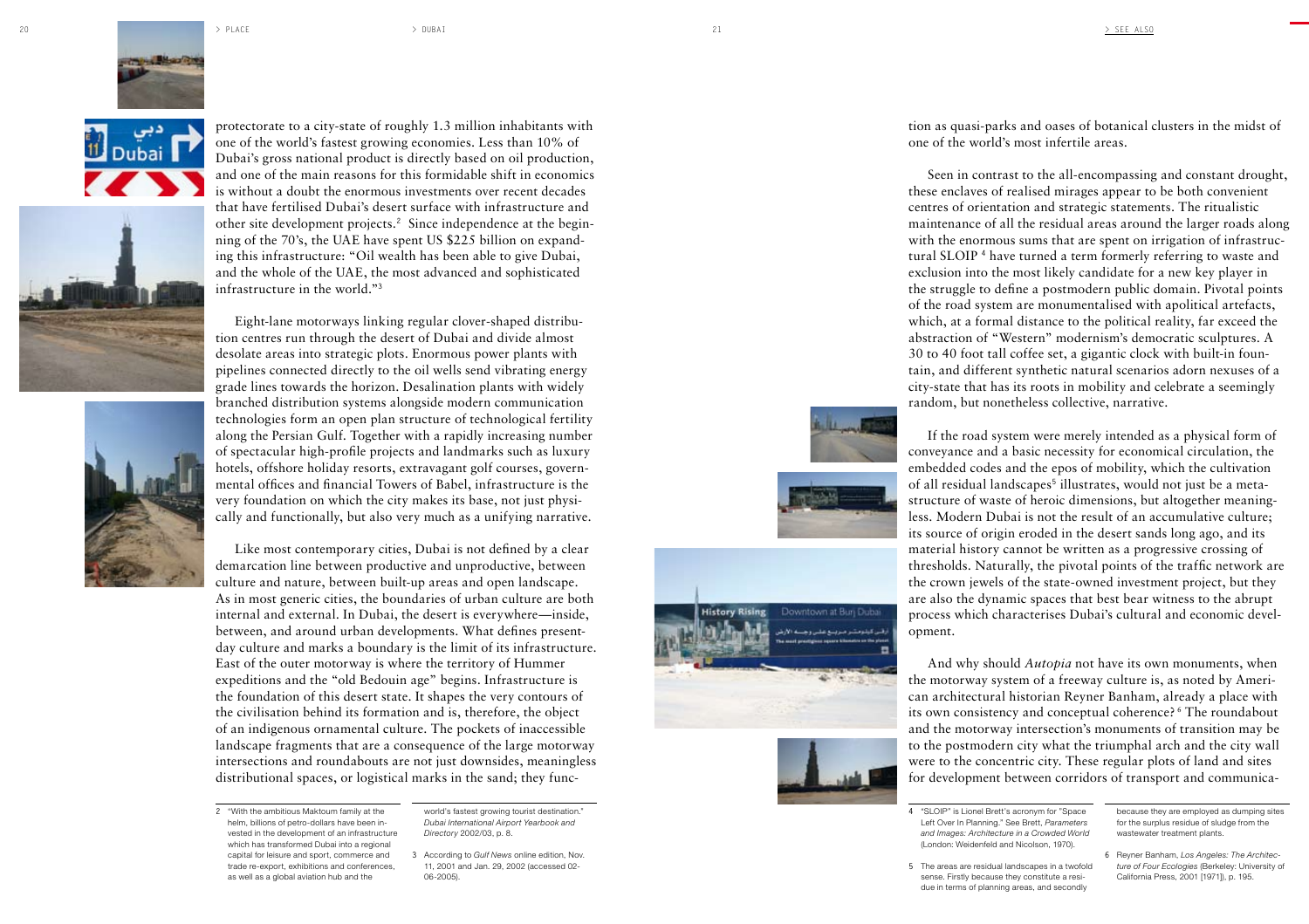protectorate to a city-state of roughly 1.3 million inhabitants with one of the world's fastest growing economies. Less than 10% of Dubai's gross national product is directly based on oil production, and one of the main reasons for this formidable shift in economics is without a doubt the enormous investments over recent decades that have fertilised Dubai's desert surface with infrastructure and other site development projects.[2] Since independence at the beginning of the 70's, the UAE have spent US $225 billion on expanding this infrastructure: "Oil wealth has been able to give Dubai, and the whole of the UAE, the most advanced and sophisticated infrastructure in the world."[3]

Eight-lane motorways linking regular clover-shaped distribution centres run through the desert of Dubai and divide almost desolate areas into strategic plots. Enormous power plants with pipelines connected directly to the oil wells send vibrating energy grade lines towards the horizon. Desalination plants with widely branched distribution systems alongside modern communication technologies form an open plan structure of technological fertility along the Persian Gulf. Together with a rapidly increasing number of spectacular high-profile projects and landmarks such as luxury hotels, offshore holiday resorts, extravagant golf courses, governmental offices and financial Towers of Babel, infrastructure is the very foundation on which the city makes its base, not just physically and functionally, but also very much as a unifying narrative.

Like most contemporary cities, Dubai is not defined by a clear demarcation line between productive and unproductive, between culture and nature, between built-up areas and open landscape. As in most generic cities, the boundaries of urban culture are both internal and external. In Dubai, the desert is everywhere—inside, between, and around urban developments. What defines present-day culture and marks a boundary is the limit of its infrastructure. East of the outer motorway is where the territory of Hummer expeditions and the "old Bedouin age" begins. Infrastructure is the foundation of this desert state. It shapes the very contours of the civilisation behind its formation and is, therefore, the object of an indigenous ornamental culture. The pockets of inaccessible landscape fragments that are a consequence of the large motorway intersections and roundabouts are not just downsides, meaningless distributional spaces, or logistical marks in the sand; they function as quasi-parks and oases of botanical clusters in the midst of one of the world's most infertile areas.

Seen in contrast to the all-encompassing and constant drought, these enclaves of realised mirages appear to be both convenient centres of orientation and strategic statements. The ritualistic maintenance of all the residual areas around the larger roads along with the enormous sums that are spent on irrigation of infrastructural SLOIP[4] have turned a term formerly referring to waste and exclusion into the most likely candidate for a new key player in the struggle to define a postmodern public domain. Pivotal points of the road system are monumentalised with apolitical artefacts, which, at a formal distance to the political reality, far exceed the abstraction of "Western" modernism's democratic sculptures. A 30 to 40 foot tall coffee set, a gigantic clock with built-in fountain, and different synthetic natural scenarios adorn nexuses of a city-state that has its roots in mobility and celebrate a seemingly random, but nonetheless collective, narrative.

If the road system were merely intended as a physical form of conveyance and a basic necessity for economical circulation, the embedded codes and the epos of mobility, which the cultivation of all residual landscapes[5] illustrates, would not just be a metastructure of waste of heroic dimensions, but altogether meaningless. Modern Dubai is not the result of an accumulative culture; its source of origin eroded in the desert sands long ago, and its material history cannot be written as a progressive crossing of thresholds. Naturally, the pivotal points of the traffic network are the crown jewels of the state-owned investment project, but they are also the dynamic spaces that best bear witness to the abrupt process which characterises Dubai's cultural and economic development.

And why should *Autopia* not have its own monuments, when the motorway system of a freeway culture is, as noted by American architectural historian Reyner Banham, already a place with its own consistency and conceptual coherence?[6] The roundabout and the motorway intersection's monuments of transition may be to the postmodern city what the triumphal arch and the city wall were to the concentric city. These regular plots of land and sites for development between corridors of transport and communica-

---

2 "With the ambitious Maktoum family at the helm, billions of petro-dollars have been invested in the development of an infrastructure which has transformed Dubai into a regional capital for leisure and sport, commerce and trade re-export, exhibitions and conferences, as well as a global aviation hub and the world's fastest growing tourist destination." *Dubai International Airport Yearbook and Directory* 2002/03, p. 8.

3 According to *Gulf News* online edition, Nov. 11, 2001 and Jan. 29, 2002 (accessed 02-06-2005).

4 "SLOIP" is Lionel Brett's acronym for "Space Left Over In Planning." See Brett, *Parameters and Images: Architecture in a Crowded World* (London: Weidenfeld and Nicolson, 1970).

5 The areas are residual landscapes in a twofold sense. Firstly because they constitute a residue in terms of planning areas, and secondly because they are employed as dumping sites for the surplus residue of sludge from the wastewater treatment plants.

6 Reyner Banham, *Los Angeles: The Architecture of Four Ecologies* (Berkeley: University of California Press, 2001 [1971]), p. 195.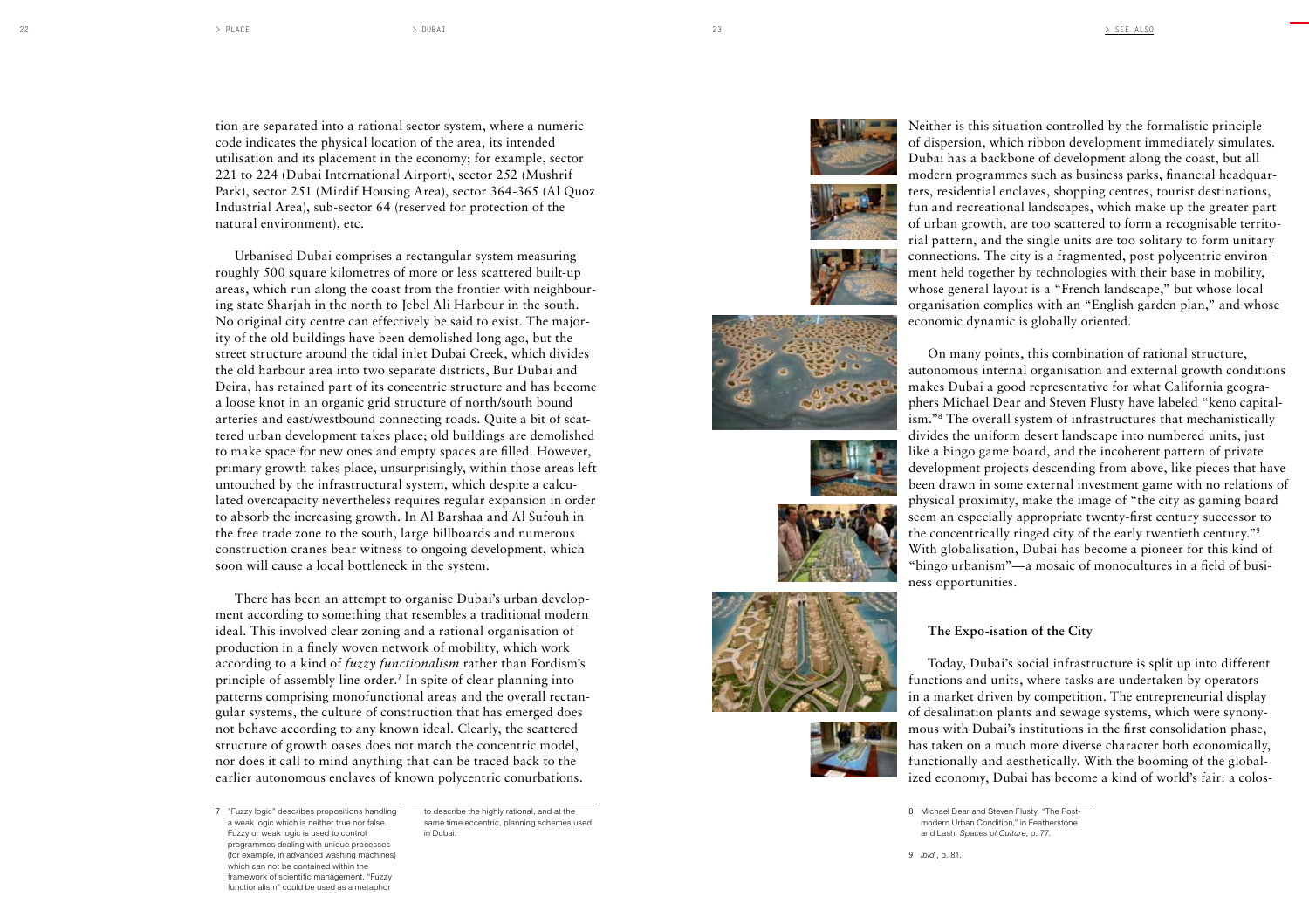tion are separated into a rational sector system, where a numeric code indicates the physical location of the area, its intended utilisation and its placement in the economy; for example, sector 221 to 224 (Dubai International Airport), sector 252 (Mushrif Park), sector 251 (Mirdif Housing Area), sector 364-365 (Al Quoz Industrial Area), sub-sector 64 (reserved for protection of the natural environment), etc.

Urbanised Dubai comprises a rectangular system measuring roughly 500 square kilometres of more or less scattered built-up areas, which run along the coast from the frontier with neighbouring state Sharjah in the north to Jebel Ali Harbour in the south. No original city centre can effectively be said to exist. The majority of the old buildings have been demolished long ago, but the street structure around the tidal inlet Dubai Creek, which divides the old harbour area into two separate districts, Bur Dubai and Deira, has retained part of its concentric structure and has become a loose knot in an organic grid structure of north/south bound arteries and east/westbound connecting roads. Quite a bit of scattered urban development takes place; old buildings are demolished to make space for new ones and empty spaces are filled. However, primary growth takes place, unsurprisingly, within those areas left untouched by the infrastructural system, which despite a calculated overcapacity nevertheless requires regular expansion in order to absorb the increasing growth. In Al Barshaa and Al Sufouh in the free trade zone to the south, large billboards and numerous construction cranes bear witness to ongoing development, which soon will cause a local bottleneck in the system.

There has been an attempt to organise Dubai's urban development according to something that resembles a traditional modern ideal. This involved clear zoning and a rational organisation of production in a finely woven network of mobility, which work according to a kind of *fuzzy functionalism* rather than Fordism's principle of assembly line order.[7] In spite of clear planning into patterns comprising monofunctional areas and the overall rectangular systems, the culture of construction that has emerged does not behave according to any known ideal. Clearly, the scattered structure of growth oases does not match the concentric model, nor does it call to mind anything that can be traced back to the earlier autonomous enclaves of known polycentric conurbations.

Neither is this situation controlled by the formalistic principle of dispersion, which ribbon development immediately simulates. Dubai has a backbone of development along the coast, but all modern programmes such as business parks, financial headquarters, residential enclaves, shopping centres, tourist destinations, fun and recreational landscapes, which make up the greater part of urban growth, are too scattered to form a recognisable territorial pattern, and the single units are too solitary to form unitary connections. The city is a fragmented, post-polycentric environment held together by technologies with their base in mobility, whose general layout is a "French landscape," but whose local organisation complies with an "English garden plan," and whose economic dynamic is globally oriented.

On many points, this combination of rational structure, autonomous internal organisation and external growth conditions makes Dubai a good representative for what California geographers Michael Dear and Steven Flusty have labeled "keno capitalism."[8] The overall system of infrastructures that mechanistically divides the uniform desert landscape into numbered units, just like a bingo game board, and the incoherent pattern of private development projects descending from above, like pieces that have been drawn in some external investment game with no relations of physical proximity, make the image of "the city as gaming board seem an especially appropriate twenty-first century successor to the concentrically ringed city of the early twentieth century."[9] With globalisation, Dubai has become a pioneer for this kind of "bingo urbanism"—a mosaic of monocultures in a field of business opportunities.

## The Expo-isation of the City

Today, Dubai's social infrastructure is split up into different functions and units, where tasks are undertaken by operators in a market driven by competition. The entrepreneurial display of desalination plants and sewage systems, which were synonymous with Dubai's institutions in the first consolidation phase, has taken on a much more diverse character both economically, functionally and aesthetically. With the booming of the globalized economy, Dubai has become a kind of world's fair: a colos-

---

7 "Fuzzy logic" describes propositions handling a weak logic which is neither true nor false. Fuzzy or weak logic is used to control programmes dealing with unique processes (for example, in advanced washing machines) which can not be contained within the framework of scientific management. "Fuzzy functionalism" could be used as a metaphor to describe the highly rational, and at the same time eccentric, planning schemes used in Dubai.

8 Michael Dear and Steven Flusty, "The Postmodern Urban Condition," in Featherstone and Lash, *Spaces of Culture*, p. 77.

9 *Ibid.*, p. 81.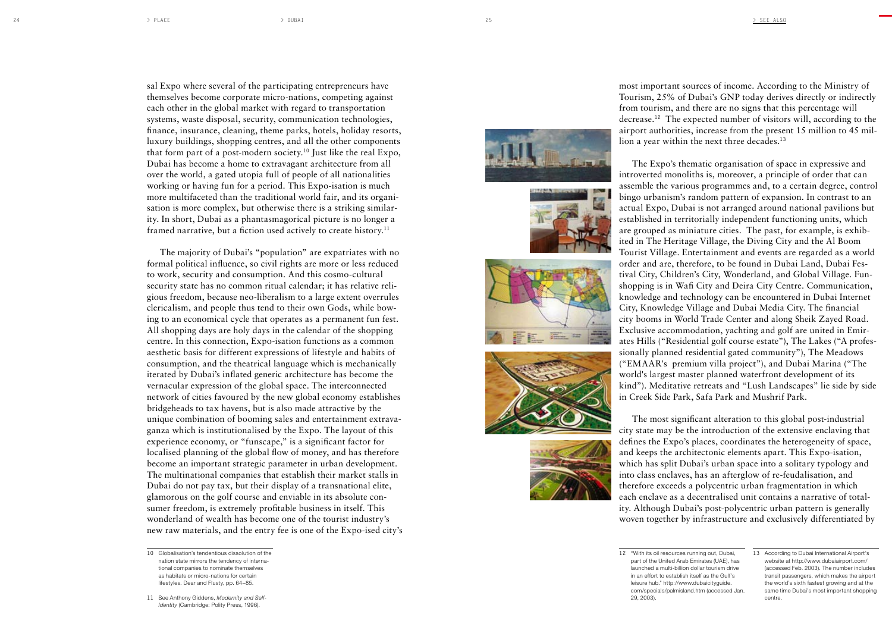sal Expo where several of the participating entrepreneurs have themselves become corporate micro-nations, competing against each other in the global market with regard to transportation systems, waste disposal, security, communication technologies, finance, insurance, cleaning, theme parks, hotels, holiday resorts, luxury buildings, shopping centres, and all the other components that form part of a post-modern society.[10] Just like the real Expo, Dubai has become a home to extravagant architecture from all over the world, a gated utopia full of people of all nationalities working or having fun for a period. This Expo-isation is much more multifaceted than the traditional world fair, and its organisation is more complex, but otherwise there is a striking similarity. In short, Dubai as a phantasmagorical picture is no longer a framed narrative, but a fiction used actively to create history.[11]

The majority of Dubai's "population" are expatriates with no formal political influence, so civil rights are more or less reduced to work, security and consumption. And this cosmo-cultural security state has no common ritual calendar; it has relative religious freedom, because neo-liberalism to a large extent overrules clericalism, and people thus tend to their own Gods, while bowing to an economical cycle that operates as a permanent fun fest. All shopping days are holy days in the calendar of the shopping centre. In this connection, Expo-isation functions as a common aesthetic basis for different expressions of lifestyle and habits of consumption, and the theatrical language which is mechanically iterated by Dubai's inflated generic architecture has become the vernacular expression of the global space. The interconnected network of cities favoured by the new global economy establishes bridgeheads to tax havens, but is also made attractive by the unique combination of booming sales and entertainment extravaganza which is institutionalised by the Expo. The layout of this experience economy, or "funscape," is a significant factor for localised planning of the global flow of money, and has therefore become an important strategic parameter in urban development. The multinational companies that establish their market stalls in Dubai do not pay tax, but their display of a transnational elite, glamorous on the golf course and enviable in its absolute consumer freedom, is extremely profitable business in itself. This wonderland of wealth has become one of the tourist industry's new raw materials, and the entry fee is one of the Expo-ised city's most important sources of income. According to the Ministry of Tourism, 25% of Dubai's GNP today derives directly or indirectly from tourism, and there are no signs that this percentage will decrease.[12] The expected number of visitors will, according to the airport authorities, increase from the present 15 million to 45 million a year within the next three decades.[13]

The Expo's thematic organisation of space in expressive and introverted monoliths is, moreover, a principle of order that can assemble the various programmes and, to a certain degree, control bingo urbanism's random pattern of expansion. In contrast to an actual Expo, Dubai is not arranged around national pavilions but established in territorially independent functioning units, which are grouped as miniature cities. The past, for example, is exhibited in The Heritage Village, the Diving City and the Al Boom Tourist Village. Entertainment and events are regarded as a world order and are, therefore, to be found in Dubai Land, Dubai Festival City, Children's City, Wonderland, and Global Village. Funshopping is in Wafi City and Deira City Centre. Communication, knowledge and technology can be encountered in Dubai Internet City, Knowledge Village and Dubai Media City. The financial city booms in World Trade Center and along Sheik Zayed Road. Exclusive accommodation, yachting and golf are united in Emirates Hills ("Residential golf course estate"), The Lakes ("A professionally planned residential gated community"), The Meadows ("EMAAR's premium villa project"), and Dubai Marina ("The world's largest master planned waterfront development of its kind"). Meditative retreats and "Lush Landscapes" lie side by side in Creek Side Park, Safa Park and Mushrif Park.

The most significant alteration to this global post-industrial city state may be the introduction of the extensive enclaving that defines the Expo's places, coordinates the heterogeneity of space, and keeps the architectonic elements apart. This Expo-isation, which has split Dubai's urban space into a solitary typology and into class enclaves, has an afterglow of re-feudalisation, and therefore exceeds a polycentric urban fragmentation in which each enclave as a decentralised unit contains a narrative of totality. Although Dubai's post-polycentric urban pattern is generally woven together by infrastructure and exclusively differentiated by

---

10 Globalisation's tendentious dissolution of the nation state mirrors the tendency of international companies to nominate themselves as habitats or micro-nations for certain lifestyles. Dear and Flusty, pp. 64–85.

11 See Anthony Giddens, *Modernity and Self-Identity* (Cambridge: Polity Press, 1996).

12 "With its oil resources running out, Dubai, part of the United Arab Emirates (UAE), has launched a multi-billion dollar tourism drive in an effort to establish itself as the Gulf's leisure hub." http://www.dubaicityguide.com/specials/palmisland.htm (accessed Jan. 29, 2003).

13 According to Dubai International Airport's website at http://www.dubaiairport.com/ (accessed Feb. 2003). The number includes transit passengers, which makes the airport the world's sixth fastest growing and at the same time Dubai's most important shopping centre.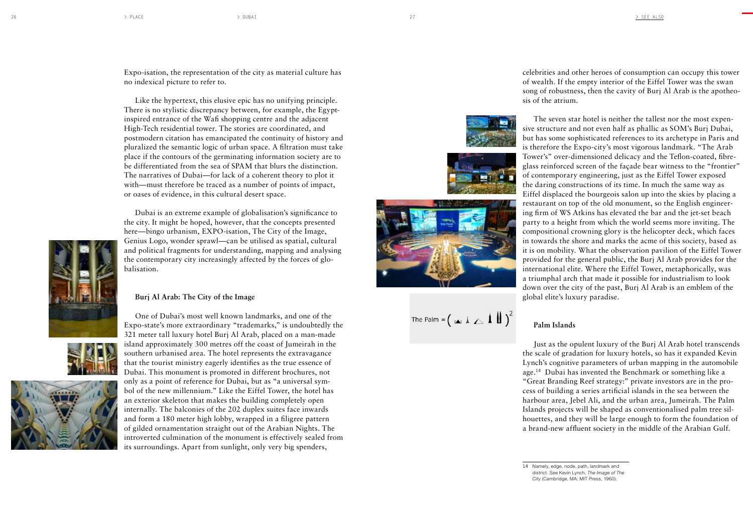Expo-isation, the representation of the city as material culture has no indexical picture to refer to.

Like the hypertext, this elusive epic has no unifying principle. There is no stylistic discrepancy between, for example, the Egypt-inspired entrance of the Wafi shopping centre and the adjacent High-Tech residential tower. The stories are coordinated, and postmodern citation has emancipated the continuity of history and pluralized the semantic logic of urban space. A filtration must take place if the contours of the germinating information society are to be differentiated from the sea of SPAM that blurs the distinction. The narratives of Dubai—for lack of a coherent theory to plot it with—must therefore be traced as a number of points of impact, or oases of evidence, in this cultural desert space.

Dubai is an extreme example of globalisation's significance to the city. It might be hoped, however, that the concepts presented here—bingo urbanism, EXPO-isation, The City of the Image, Genius Logo, wonder sprawl—can be utilised as spatial, cultural and political fragments for understanding, mapping and analysing the contemporary city increasingly affected by the forces of globalisation.

### Burj Al Arab: The City of the Image

One of Dubai's most well known landmarks, and one of the Expo-state's more extraordinary "trademarks," is undoubtedly the 321 meter tall luxury hotel Burj Al Arab, placed on a man-made island approximately 300 metres off the coast of Jumeirah in the southern urbanised area. The hotel represents the extravagance that the tourist ministry eagerly identifies as the true essence of Dubai. This monument is promoted in different brochures, not only as a point of reference for Dubai, but as "a universal symbol of the new millennium." Like the Eiffel Tower, the hotel has an exterior skeleton that makes the building completely open internally. The balconies of the 202 duplex suites face inwards and form a 180 meter high lobby, wrapped in a filigree pattern of gilded ornamentation straight out of the Arabian Nights. The introverted culmination of the monument is effectively sealed from its surroundings. Apart from sunlight, only very big spenders, celebrities and other heroes of consumption can occupy this tower of wealth. If the empty interior of the Eiffel Tower was the swan song of robustness, then the cavity of Burj Al Arab is the apotheosis of the atrium.

The seven star hotel is neither the tallest nor the most expensive structure and not even half as phallic as SOM's Burj Dubai, but has some sophisticated references to its archetype in Paris and is therefore the Expo-city's most vigorous landmark. "The Arab Tower's" over-dimensioned delicacy and the Teflon-coated, fibreglass reinforced screen of the façade bear witness to the "frontier" of contemporary engineering, just as the Eiffel Tower exposed the daring constructions of its time. In much the same way as Eiffel displaced the bourgeois salon up into the skies by placing a restaurant on top of the old monument, so the English engineering firm of WS Atkins has elevated the bar and the jet-set beach party to a height from which the world seems more inviting. The compositional crowning glory is the helicopter deck, which faces in towards the shore and marks the acme of this society, based as it is on mobility. What the observation pavilion of the Eiffel Tower provided for the general public, the Burj Al Arab provides for the international elite. Where the Eiffel Tower, metaphorically, was a triumphal arch that made it possible for industrialism to look down over the city of the past, Burj Al Arab is an emblem of the global elite's luxury paradise.

The Palm = ( ... )$^2$

### Palm Islands

Just as the opulent luxury of the Burj Al Arab hotel transcends the scale of gradation for luxury hotels, so has it expanded Kevin Lynch's cognitive parameters of urban mapping in the automobile age.[14] Dubai has invented the Benchmark or something like a "Great Branding Reef strategy:" private investors are in the process of building a series artificial islands in the sea between the harbour area, Jebel Ali, and the urban area, Jumeirah. The Palm Islands projects will be shaped as conventionalised palm tree silhouettes, and they will be large enough to form the foundation of a brand-new affluent society in the middle of the Arabian Gulf.

14 Namely, edge, node, path, landmark and district. See Kevin Lynch, *The Image of The City* (Cambridge, MA: MIT Press, 1960).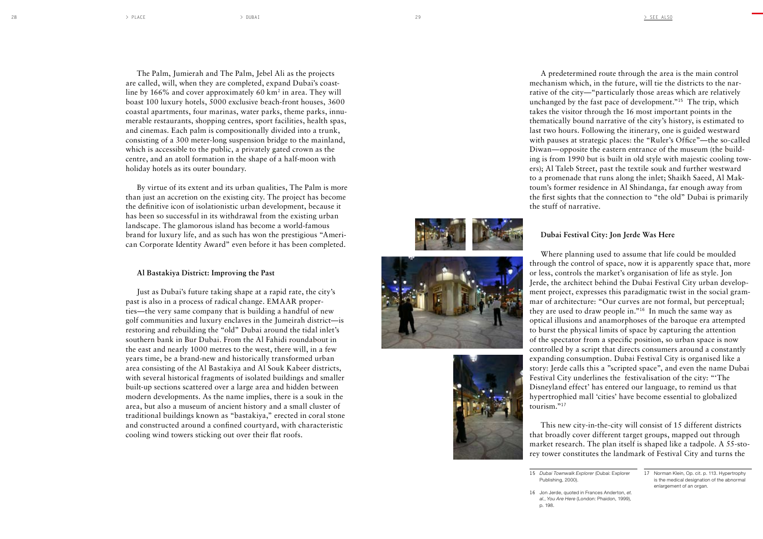The Palm, Jumierah and The Palm, Jebel Ali as the projects are called, will, when they are completed, expand Dubai's coastline by 166% and cover approximately 60 km$^2$ in area. They will boast 100 luxury hotels, 5000 exclusive beach-front houses, 3600 coastal apartments, four marinas, water parks, theme parks, innumerable restaurants, shopping centres, sport facilities, health spas, and cinemas. Each palm is compositionally divided into a trunk, consisting of a 300 meter-long suspension bridge to the mainland, which is accessible to the public, a privately gated crown as the centre, and an atoll formation in the shape of a half-moon with holiday hotels as its outer boundary.

By virtue of its extent and its urban qualities, The Palm is more than just an accretion on the existing city. The project has become the definitive icon of isolationistic urban development, because it has been so successful in its withdrawal from the existing urban landscape. The glamorous island has become a world-famous brand for luxury life, and as such has won the prestigious "American Corporate Identity Award" even before it has been completed.

### Al Bastakiya District: Improving the Past

Just as Dubai's future taking shape at a rapid rate, the city's past is also in a process of radical change. EMAAR properties—the very same company that is building a handful of new golf communities and luxury enclaves in the Jumeirah district—is restoring and rebuilding the "old" Dubai around the tidal inlet's southern bank in Bur Dubai. From the Al Fahidi roundabout in the east and nearly 1000 metres to the west, there will, in a few years time, be a brand-new and historically transformed urban area consisting of the Al Bastakiya and Al Souk Kabeer districts, with several historical fragments of isolated buildings and smaller built-up sections scattered over a large area and hidden between modern developments. As the name implies, there is a souk in the area, but also a museum of ancient history and a small cluster of traditional buildings known as "bastakiya," erected in coral stone and constructed around a confined courtyard, with characteristic cooling wind towers sticking out over their flat roofs.

A predetermined route through the area is the main control mechanism which, in the future, will tie the districts to the narrative of the city—"particularly those areas which are relatively unchanged by the fast pace of development."[15] The trip, which takes the visitor through the 16 most important points in the thematically bound narrative of the city's history, is estimated to last two hours. Following the itinerary, one is guided westward with pauses at strategic places: the "Ruler's Office"—the so-called Diwan—opposite the eastern entrance of the museum (the building is from 1990 but is built in old style with majestic cooling towers); Al Taleb Street, past the textile souk and further westward to a promenade that runs along the inlet; Shaikh Saeed, Al Maktoum's former residence in Al Shindanga, far enough away from the first sights that the connection to "the old" Dubai is primarily the stuff of narrative.

### Dubai Festival City: Jon Jerde Was Here

Where planning used to assume that life could be moulded through the control of space, now it is apparently space that, more or less, controls the market's organisation of life as style. Jon Jerde, the architect behind the Dubai Festival City urban development project, expresses this paradigmatic twist in the social grammar of architecture: "Our curves are not formal, but perceptual; they are used to draw people in."[16] In much the same way as optical illusions and anamorphoses of the baroque era attempted to burst the physical limits of space by capturing the attention of the spectator from a specific position, so urban space is now controlled by a script that directs consumers around a constantly expanding consumption. Dubai Festival City is organised like a story: Jerde calls this a "scripted space", and even the name Dubai Festival City underlines the festivalisation of the city: "'The Disneyland effect' has entered our language, to remind us that hypertrophied mall 'cities' have become essential to globalized tourism."[17]

This new city-in-the-city will consist of 15 different districts that broadly cover different target groups, mapped out through market research. The plan itself is shaped like a tadpole. A 55-storey tower constitutes the landmark of Festival City and turns the

15 *Dubai Townwalk Explorer* (Dubai: Explorer Publishing, 2000).

16 Jon Jerde, quoted in Frances Anderton, *et. al.*, *You Are Here* (London: Phaidon, 1999), p. 198.

17 Norman Klein, Op. cit. p. 113. Hypertrophy is the medical designation of the abnormal enlargement of an organ.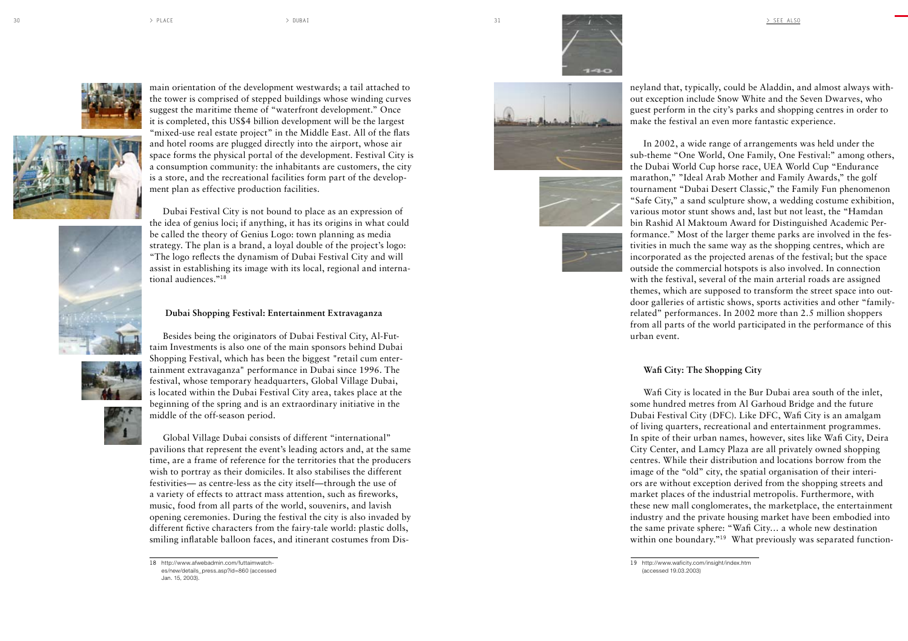main orientation of the development westwards; a tail attached to the tower is comprised of stepped buildings whose winding curves suggest the maritime theme of "waterfront development." Once it is completed, this US$4 billion development will be the largest "mixed-use real estate project" in the Middle East. All of the flats and hotel rooms are plugged directly into the airport, whose air space forms the physical portal of the development. Festival City is a consumption community: the inhabitants are customers, the city is a store, and the recreational facilities form part of the development plan as effective production facilities.

Dubai Festival City is not bound to place as an expression of the idea of genius loci; if anything, it has its origins in what could be called the theory of Genius Logo: town planning as media strategy. The plan is a brand, a loyal double of the project's logo: "The logo reflects the dynamism of Dubai Festival City and will assist in establishing its image with its local, regional and international audiences."[18]

### Dubai Shopping Festival: Entertainment Extravaganza

Besides being the originators of Dubai Festival City, Al-Futtaim Investments is also one of the main sponsors behind Dubai Shopping Festival, which has been the biggest "retail cum entertainment extravaganza" performance in Dubai since 1996. The festival, whose temporary headquarters, Global Village Dubai, is located within the Dubai Festival City area, takes place at the beginning of the spring and is an extraordinary initiative in the middle of the off-season period.

Global Village Dubai consists of different "international" pavilions that represent the event's leading actors and, at the same time, are a frame of reference for the territories that the producers wish to portray as their domiciles. It also stabilises the different festivities— as centre-less as the city itself—through the use of a variety of effects to attract mass attention, such as fireworks, music, food from all parts of the world, souvenirs, and lavish opening ceremonies. During the festival the city is also invaded by different fictive characters from the fairy-tale world: plastic dolls, smiling inflatable balloon faces, and itinerant costumes from Disneyland that, typically, could be Aladdin, and almost always without exception include Snow White and the Seven Dwarves, who guest perform in the city's parks and shopping centres in order to make the festival an even more fantastic experience.

In 2002, a wide range of arrangements was held under the sub-theme "One World, One Family, One Festival:" among others, the Dubai World Cup horse race, UEA World Cup "Endurance marathon," "Ideal Arab Mother and Family Awards," the golf tournament "Dubai Desert Classic," the Family Fun phenomenon "Safe City," a sand sculpture show, a wedding costume exhibition, various motor stunt shows and, last but not least, the "Hamdan bin Rashid Al Maktoum Award for Distinguished Academic Performance." Most of the larger theme parks are involved in the festivities in much the same way as the shopping centres, which are incorporated as the projected arenas of the festival; but the space outside the commercial hotspots is also involved. In connection with the festival, several of the main arterial roads are assigned themes, which are supposed to transform the street space into outdoor galleries of artistic shows, sports activities and other "family-related" performances. In 2002 more than 2.5 million shoppers from all parts of the world participated in the performance of this urban event.

### Wafi City: The Shopping City

Wafi City is located in the Bur Dubai area south of the inlet, some hundred metres from Al Garhoud Bridge and the future Dubai Festival City (DFC). Like DFC, Wafi City is an amalgam of living quarters, recreational and entertainment programmes. In spite of their urban names, however, sites like Wafi City, Deira City Center, and Lamcy Plaza are all privately owned shopping centres. While their distribution and locations borrow from the image of the "old" city, the spatial organisation of their interiors are without exception derived from the shopping streets and market places of the industrial metropolis. Furthermore, with these new mall conglomerates, the marketplace, the entertainment industry and the private housing market have been embodied into the same private sphere: "Wafi City... a whole new destination within one boundary."[19] What previously was separated function-

---

18 http://www.afwebadmin.com/futtaimwatches/new/details_press.asp?id=860 (accessed Jan. 15, 2003).

19 http://www.waficity.com/insight/index.htm (accessed 19.03.2003)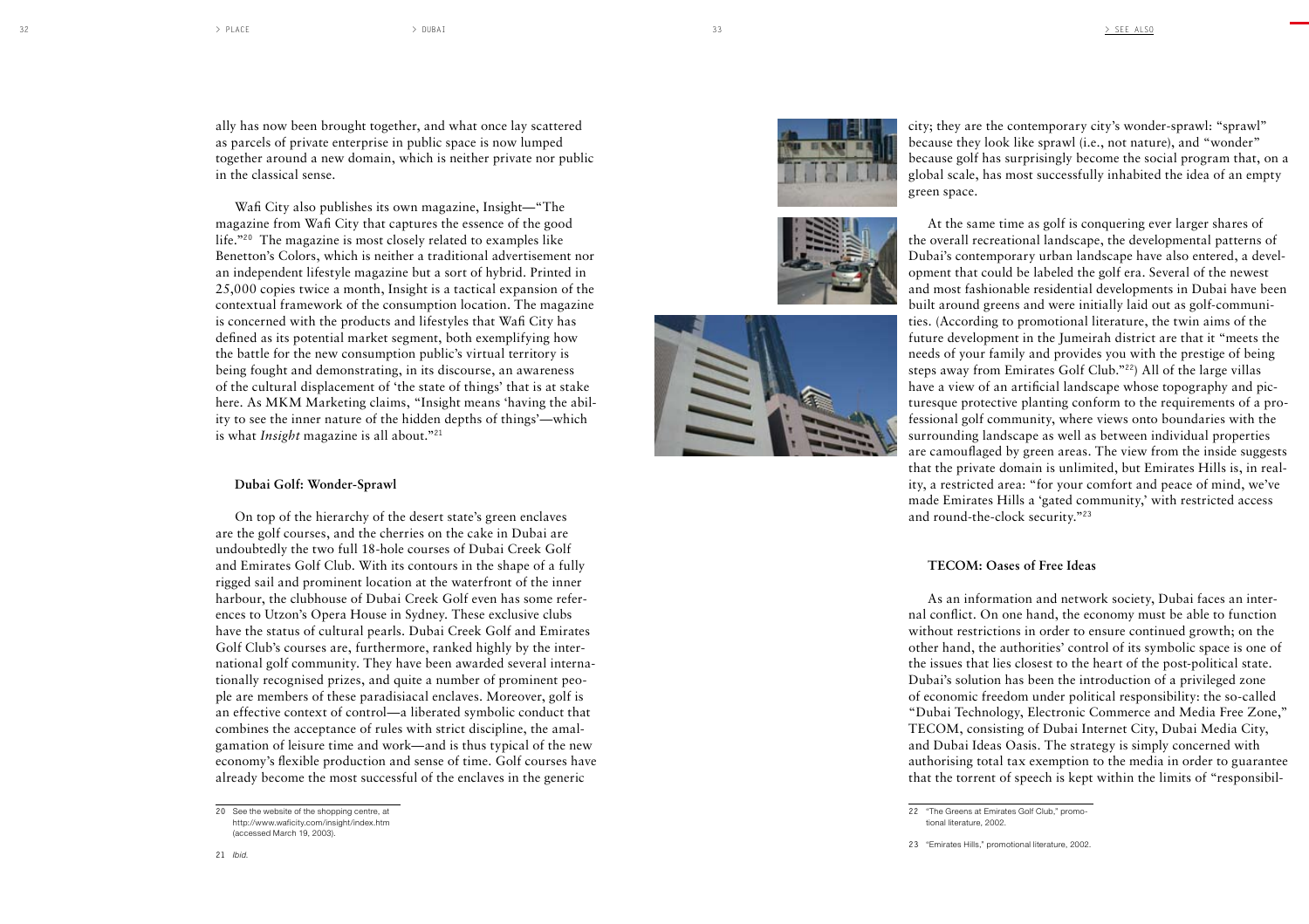ally has now been brought together, and what once lay scattered as parcels of private enterprise in public space is now lumped together around a new domain, which is neither private nor public in the classical sense.

Wafi City also publishes its own magazine, Insight—"The magazine from Wafi City that captures the essence of the good life."[20] The magazine is most closely related to examples like Benetton's Colors, which is neither a traditional advertisement nor an independent lifestyle magazine but a sort of hybrid. Printed in 25,000 copies twice a month, Insight is a tactical expansion of the contextual framework of the consumption location. The magazine is concerned with the products and lifestyles that Wafi City has defined as its potential market segment, both exemplifying how the battle for the new consumption public's virtual territory is being fought and demonstrating, in its discourse, an awareness of the cultural displacement of 'the state of things' that is at stake here. As MKM Marketing claims, "Insight means 'having the ability to see the inner nature of the hidden depths of things'—which is what *Insight* magazine is all about."[21]

### Dubai Golf: Wonder-Sprawl

On top of the hierarchy of the desert state's green enclaves are the golf courses, and the cherries on the cake in Dubai are undoubtedly the two full 18-hole courses of Dubai Creek Golf and Emirates Golf Club. With its contours in the shape of a fully rigged sail and prominent location at the waterfront of the inner harbour, the clubhouse of Dubai Creek Golf even has some references to Utzon's Opera House in Sydney. These exclusive clubs have the status of cultural pearls. Dubai Creek Golf and Emirates Golf Club's courses are, furthermore, ranked highly by the international golf community. They have been awarded several internationally recognised prizes, and quite a number of prominent people are members of these paradisiacal enclaves. Moreover, golf is an effective context of control—a liberated symbolic conduct that combines the acceptance of rules with strict discipline, the amalgamation of leisure time and work—and is thus typical of the new economy's flexible production and sense of time. Golf courses have already become the most successful of the enclaves in the generic city; they are the contemporary city's wonder-sprawl: "sprawl" because they look like sprawl (i.e., not nature), and "wonder" because golf has surprisingly become the social program that, on a global scale, has most successfully inhabited the idea of an empty green space.

At the same time as golf is conquering ever larger shares of the overall recreational landscape, the developmental patterns of Dubai's contemporary urban landscape have also entered, a development that could be labeled the golf era. Several of the newest and most fashionable residential developments in Dubai have been built around greens and were initially laid out as golf-communities. (According to promotional literature, the twin aims of the future development in the Jumeirah district are that it "meets the needs of your family and provides you with the prestige of being steps away from Emirates Golf Club."[22]) All of the large villas have a view of an artificial landscape whose topography and picturesque protective planting conform to the requirements of a professional golf community, where views onto boundaries with the surrounding landscape as well as between individual properties are camouflaged by green areas. The view from the inside suggests that the private domain is unlimited, but Emirates Hills is, in reality, a restricted area: "for your comfort and peace of mind, we've made Emirates Hills a 'gated community,' with restricted access and round-the-clock security."[23]

### TECOM: Oases of Free Ideas

As an information and network society, Dubai faces an internal conflict. On one hand, the economy must be able to function without restrictions in order to ensure continued growth; on the other hand, the authorities' control of its symbolic space is one of the issues that lies closest to the heart of the post-political state. Dubai's solution has been the introduction of a privileged zone of economic freedom under political responsibility: the so-called "Dubai Technology, Electronic Commerce and Media Free Zone," TECOM, consisting of Dubai Internet City, Dubai Media City, and Dubai Ideas Oasis. The strategy is simply concerned with authorising total tax exemption to the media in order to guarantee that the torrent of speech is kept within the limits of "responsibil-

---

20 See the website of the shopping centre, at http://www.waficity.com/insight/index.htm (accessed March 19, 2003).

21 *Ibid.*

22 "The Greens at Emirates Golf Club," promotional literature, 2002.

23 "Emirates Hills," promotional literature, 2002.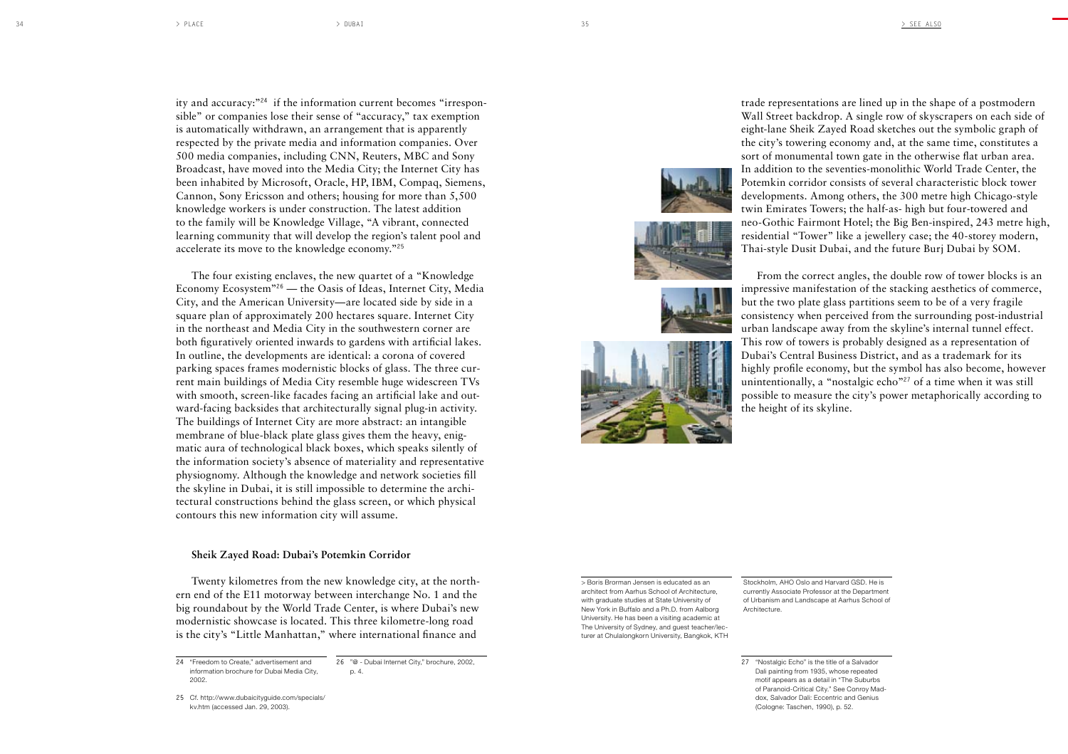ity and accuracy:"[24] if the information current becomes "irresponsible" or companies lose their sense of "accuracy," tax exemption is automatically withdrawn, an arrangement that is apparently respected by the private media and information companies. Over 500 media companies, including CNN, Reuters, MBC and Sony Broadcast, have moved into the Media City; the Internet City has been inhabited by Microsoft, Oracle, HP, IBM, Compaq, Siemens, Cannon, Sony Ericsson and others; housing for more than 5,500 knowledge workers is under construction. The latest addition to the family will be Knowledge Village, "A vibrant, connected learning community that will develop the region's talent pool and accelerate its move to the knowledge economy."[25]

The four existing enclaves, the new quartet of a "Knowledge Economy Ecosystem"[26] — the Oasis of Ideas, Internet City, Media City, and the American University—are located side by side in a square plan of approximately 200 hectares square. Internet City in the northeast and Media City in the southwestern corner are both figuratively oriented inwards to gardens with artificial lakes. In outline, the developments are identical: a corona of covered parking spaces frames modernistic blocks of glass. The three current main buildings of Media City resemble huge widescreen TVs with smooth, screen-like facades facing an artificial lake and outward-facing backsides that architecturally signal plug-in activity. The buildings of Internet City are more abstract: an intangible membrane of blue-black plate glass gives them the heavy, enigmatic aura of technological black boxes, which speaks silently of the information society's absence of materiality and representative physiognomy. Although the knowledge and network societies fill the skyline in Dubai, it is still impossible to determine the architectural constructions behind the glass screen, or which physical contours this new information city will assume.

### Sheik Zayed Road: Dubai's Potemkin Corridor

Twenty kilometres from the new knowledge city, at the northern end of the E11 motorway between interchange No. 1 and the big roundabout by the World Trade Center, is where Dubai's new modernistic showcase is located. This three kilometre-long road is the city's "Little Manhattan," where international finance and trade representations are lined up in the shape of a postmodern Wall Street backdrop. A single row of skyscrapers on each side of eight-lane Sheik Zayed Road sketches out the symbolic graph of the city's towering economy and, at the same time, constitutes a sort of monumental town gate in the otherwise flat urban area. In addition to the seventies-monolithic World Trade Center, the Potemkin corridor consists of several characteristic block tower developments. Among others, the 300 metre high Chicago-style twin Emirates Towers; the half-as- high but four-towered and neo-Gothic Fairmont Hotel; the Big Ben-inspired, 243 metre high, residential "Tower" like a jewellery case; the 40-storey modern, Thai-style Dusit Dubai, and the future Burj Dubai by SOM.

From the correct angles, the double row of tower blocks is an impressive manifestation of the stacking aesthetics of commerce, but the two plate glass partitions seem to be of a very fragile consistency when perceived from the surrounding post-industrial urban landscape away from the skyline's internal tunnel effect. This row of towers is probably designed as a representation of Dubai's Central Business District, and as a trademark for its highly profile economy, but the symbol has also become, however unintentionally, a "nostalgic echo"[27] of a time when it was still possible to measure the city's power metaphorically according to the height of its skyline.

> Boris Brorman Jensen is educated as an architect from Aarhus School of Architecture, with graduate studies at State University of New York in Buffalo and a Ph.D. from Aalborg University. He has been a visiting academic at The University of Sydney, and guest teacher/lecturer at Chulalongkorn University, Bangkok, KTH Stockholm, AHO Oslo and Harvard GSD. He is currently Associate Professor at the Department of Urbanism and Landscape at Aarhus School of Architecture.

24 "Freedom to Create," advertisement and information brochure for Dubai Media City, 2002.

25 Cf. http://www.dubaicityguide.com/specials/kv.htm (accessed Jan. 29, 2003).

26 "@ - Dubai Internet City," brochure, 2002, p. 4.

27 "Nostalgic Echo" is the title of a Salvador Dali painting from 1935, whose repeated motif appears as a detail in "The Suburbs of Paranoid-Critical City." See Conroy Maddox, Salvador Dali: Eccentric and Genius (Cologne: Taschen, 1990), p. 52.